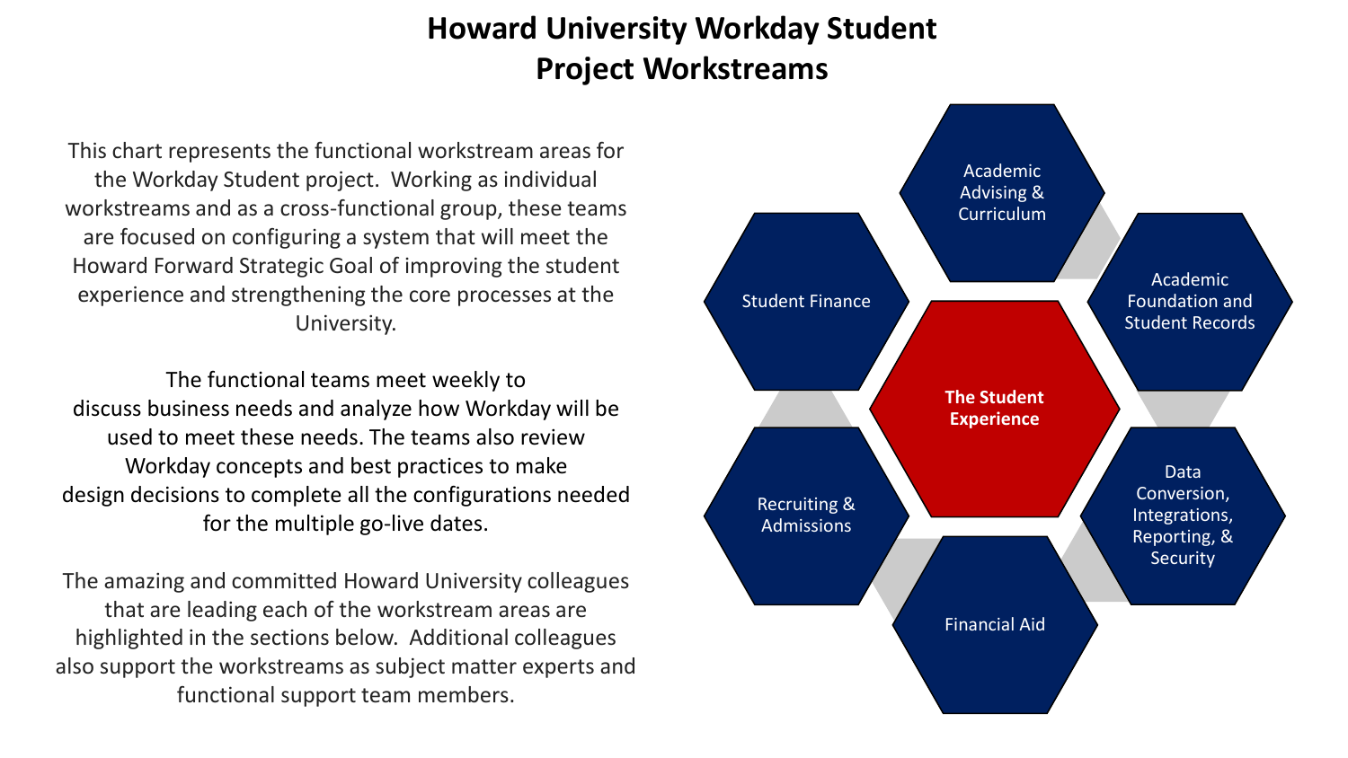# Howard University Workday Student Project Workstreams

This chart represents the functional workstream areas for the Workday Student project. Working as individual workstreams and as a cross-functional group, these teams are focused on configuring a system that will meet the Howard Forward Strategic Goal of improving the student experience and strengthening the core processes at the University.

The functional teams meet weekly to discuss business needs and analyze how Workday will be used to meet these needs. The teams also review Workday concepts and best practices to make design decisions to complete all the configurations needed for the multiple go-live dates.

The amazing and committed Howard University colleagues that are leading each of the workstream areas are highlighted in the sections below. Additional colleagues also support the workstreams as subject matter experts and functional support team members.

**The Student Experience**

- Academic Advising & Curriculum
- Academic Foundation and Student Records
- Data Conversion, Integrations, Reporting, & Security
- Financial Aid
- Recruiting & Admissions
- Student Finance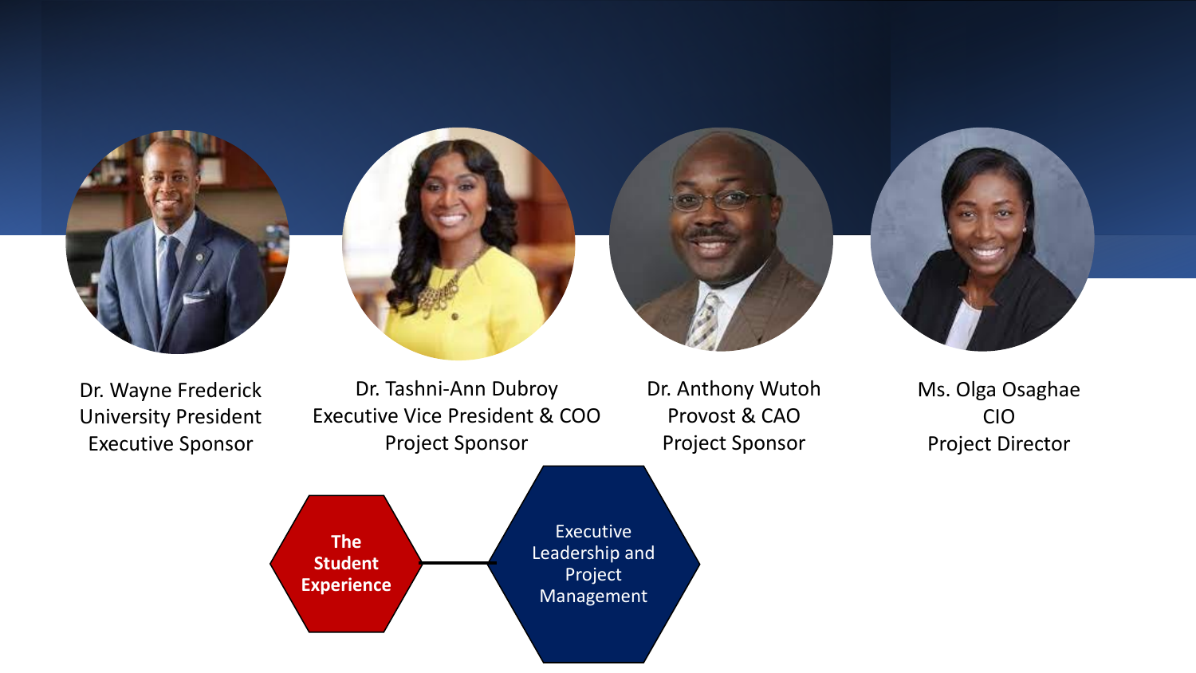Dr. Wayne Frederick
University President
Executive Sponsor

Dr. Tashni-Ann Dubroy
Executive Vice President & COO
Project Sponsor

Dr. Anthony Wutoh
Provost & CAO
Project Sponsor

Ms. Olga Osaghae
CIO
Project Director

**The Student Experience**

Executive Leadership and Project Management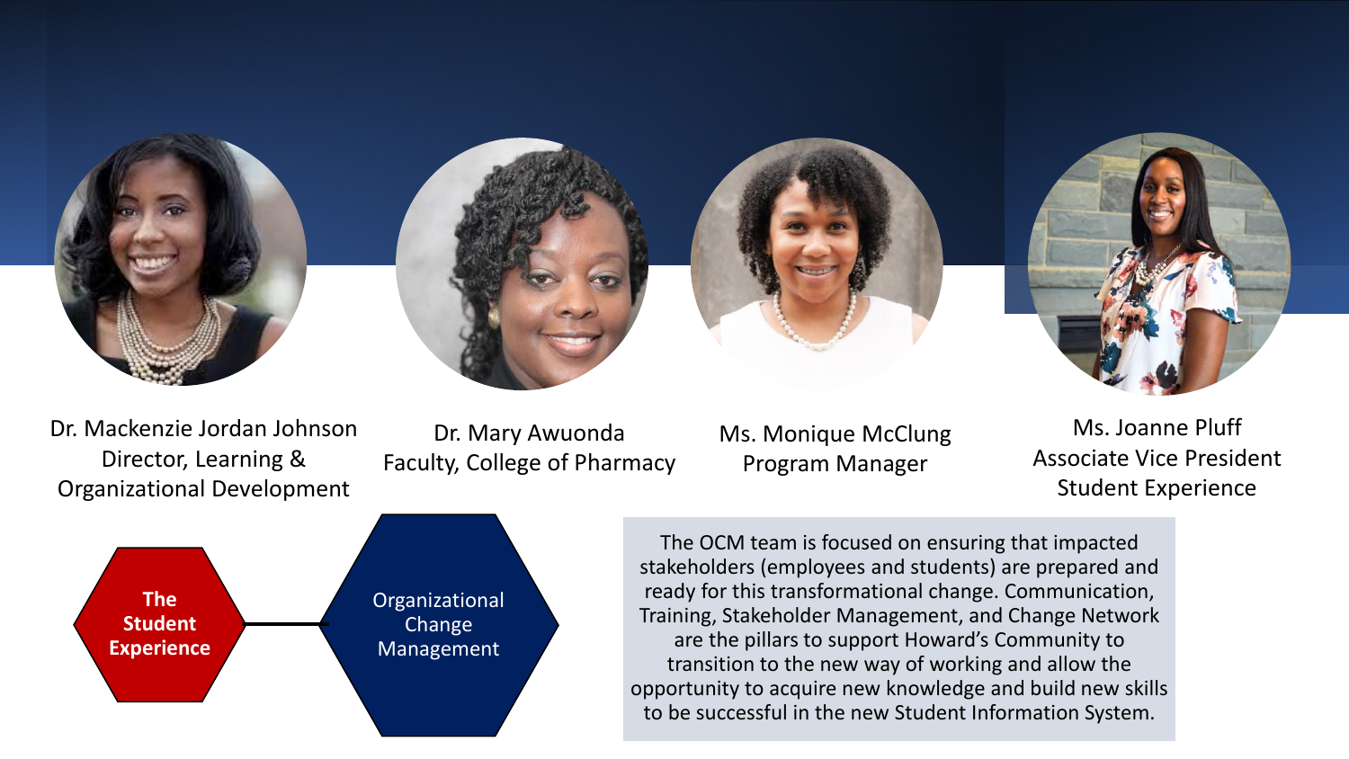Dr. Mackenzie Jordan Johnson
Director, Learning & Organizational Development

Dr. Mary Awuonda
Faculty, College of Pharmacy

Ms. Monique McClung
Program Manager

Ms. Joanne Pluff
Associate Vice President
Student Experience

**The Student Experience**

Organizational Change Management

The OCM team is focused on ensuring that impacted stakeholders (employees and students) are prepared and ready for this transformational change. Communication, Training, Stakeholder Management, and Change Network are the pillars to support Howard's Community to transition to the new way of working and allow the opportunity to acquire new knowledge and build new skills to be successful in the new Student Information System.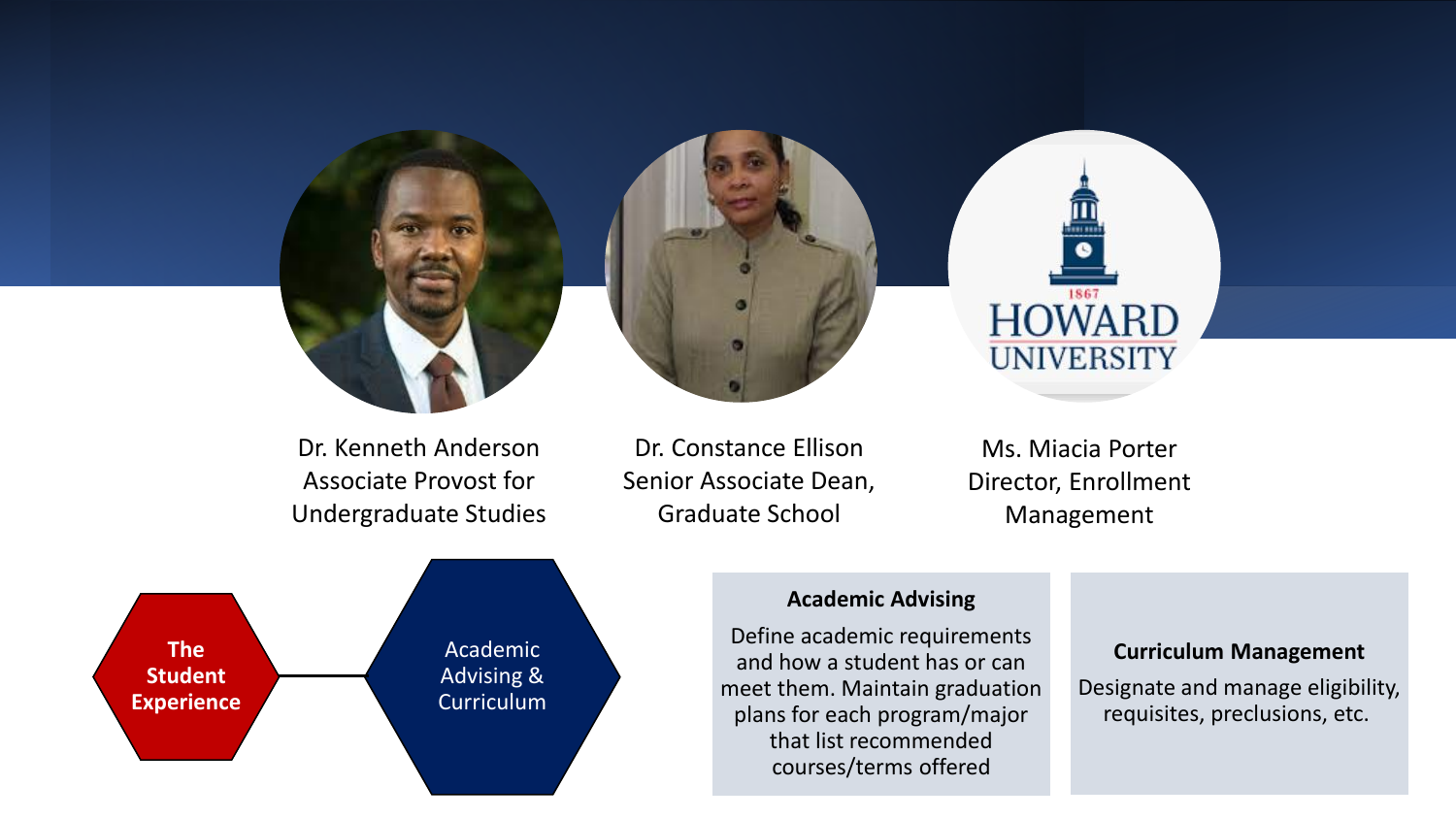Dr. Kenneth Anderson
Associate Provost for Undergraduate Studies

Dr. Constance Ellison
Senior Associate Dean, Graduate School

Ms. Miacia Porter
Director, Enrollment Management

**The Student Experience**

Academic Advising & Curriculum

**Academic Advising**

Define academic requirements and how a student has or can meet them. Maintain graduation plans for each program/major that list recommended courses/terms offered

**Curriculum Management**

Designate and manage eligibility, requisites, preclusions, etc.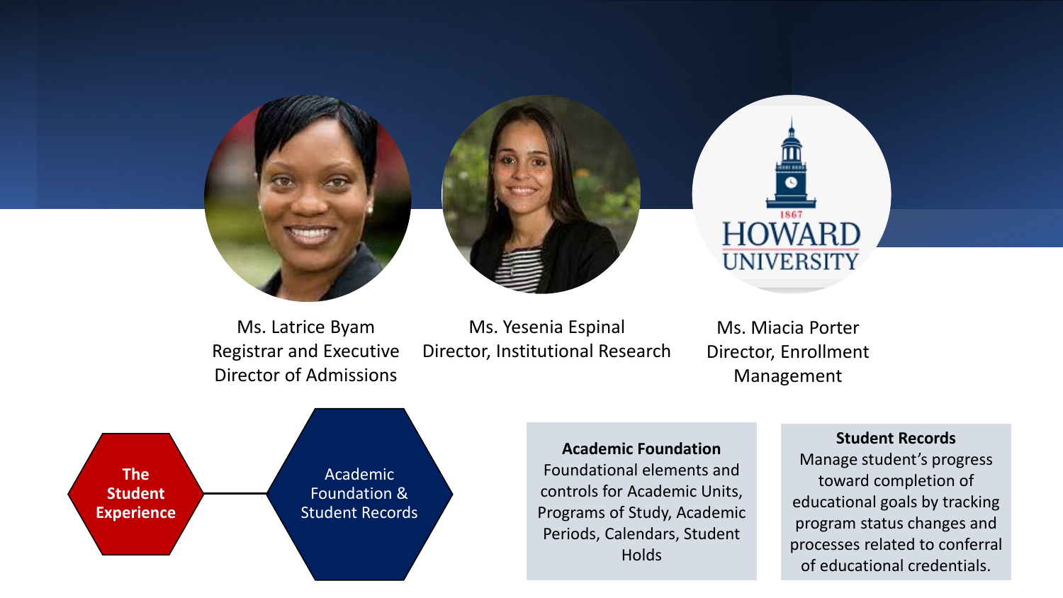Ms. Latrice Byam
Registrar and Executive Director of Admissions

Ms. Yesenia Espinal
Director, Institutional Research

Ms. Miacia Porter
Director, Enrollment Management

**The Student Experience**

Academic Foundation & Student Records

**Academic Foundation**
Foundational elements and controls for Academic Units, Programs of Study, Academic Periods, Calendars, Student Holds

**Student Records**
Manage student's progress toward completion of educational goals by tracking program status changes and processes related to conferral of educational credentials.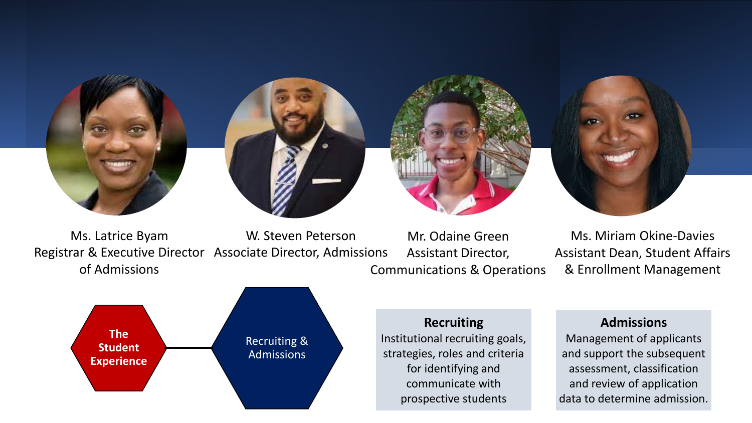Ms. Latrice Byam
Registrar & Executive Director of Admissions

W. Steven Peterson
Associate Director, Admissions

Mr. Odaine Green
Assistant Director, Communications & Operations

Ms. Miriam Okine-Davies
Assistant Dean, Student Affairs & Enrollment Management

**The Student Experience**

Recruiting & Admissions

**Recruiting**

Institutional recruiting goals, strategies, roles and criteria for identifying and communicate with prospective students

**Admissions**

Management of applicants and support the subsequent assessment, classification and review of application data to determine admission.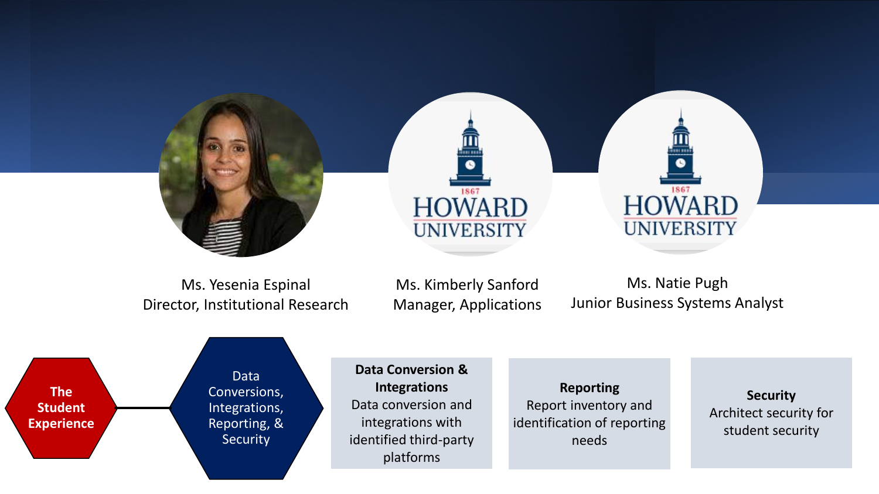Ms. Yesenia Espinal
Director, Institutional Research

Ms. Kimberly Sanford
Manager, Applications

Ms. Natie Pugh
Junior Business Systems Analyst

**The Student Experience**

Data Conversions, Integrations, Reporting, & Security

**Data Conversion & Integrations**
Data conversion and integrations with identified third-party platforms

**Reporting**
Report inventory and identification of reporting needs

**Security**
Architect security for student security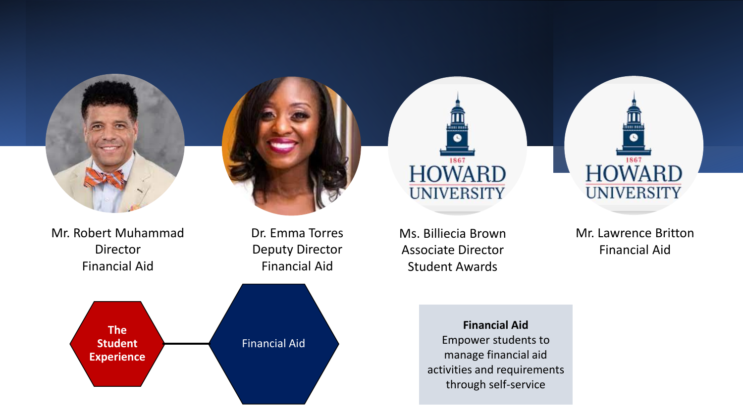Mr. Robert Muhammad
Director
Financial Aid

Dr. Emma Torres
Deputy Director
Financial Aid

Ms. Billiecia Brown
Associate Director
Student Awards

Mr. Lawrence Britton
Financial Aid

**The Student Experience**

Financial Aid

**Financial Aid**
Empower students to manage financial aid activities and requirements through self-service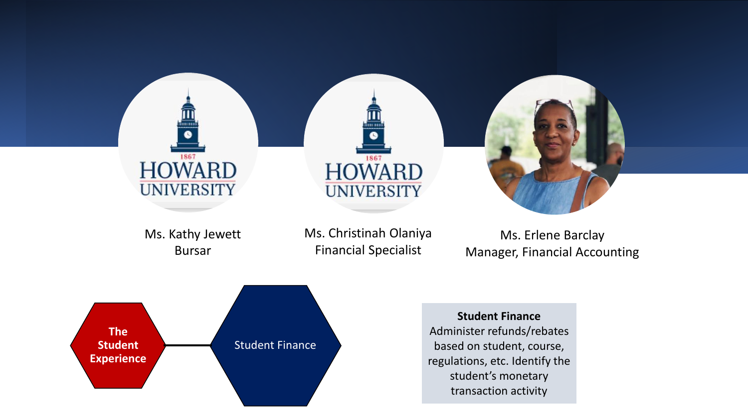Ms. Kathy Jewett
Bursar

Ms. Christinah Olaniya
Financial Specialist

Ms. Erlene Barclay
Manager, Financial Accounting

**The Student Experience**

Student Finance

**Student Finance**
Administer refunds/rebates based on student, course, regulations, etc. Identify the student's monetary transaction activity